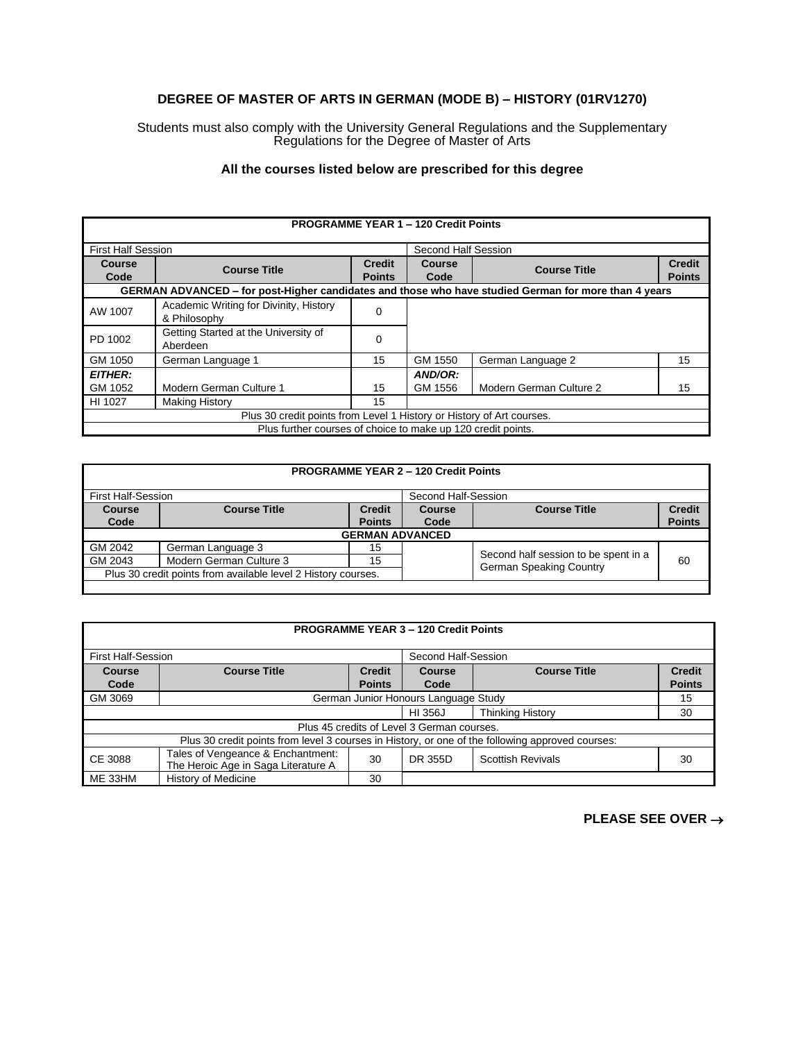## DEGREE OF MASTER OF ARTS IN GERMAN (MODE B) – HISTORY (01RV1270)

Students must also comply with the University General Regulations and the Supplementary Regulations for the Degree of Master of Arts

**All the courses listed below are prescribed for this degree**

| PROGRAMME YEAR 1 – 120 Credit Points | | | | | |
|---|---|---|---|---|---|
| First Half Session | | | Second Half Session | | |
| **Course Code** | **Course Title** | **Credit Points** | **Course Code** | **Course Title** | **Credit Points** |
| **GERMAN ADVANCED – for post-Higher candidates and those who have studied German for more than 4 years** | | | | | |
| AW 1007 | Academic Writing for Divinity, History & Philosophy | 0 | | | |
| PD 1002 | Getting Started at the University of Aberdeen | 0 | | | |
| GM 1050 | German Language 1 | 15 | GM 1550 | German Language 2 | 15 |
| ***EITHER:*** GM 1052 | Modern German Culture 1 | 15 | ***AND/OR:*** GM 1556 | Modern German Culture 2 | 15 |
| HI 1027 | Making History | 15 | | | |
| Plus 30 credit points from Level 1 History or History of Art courses. | | | | | |
| Plus further courses of choice to make up 120 credit points. | | | | | |

| PROGRAMME YEAR 2 – 120 Credit Points | | | | | |
|---|---|---|---|---|---|
| First Half-Session | | | Second Half-Session | | |
| **Course Code** | **Course Title** | **Credit Points** | **Course Code** | **Course Title** | **Credit Points** |
| **GERMAN ADVANCED** | | | | | |
| GM 2042 | German Language 3 | 15 | | Second half session to be spent in a German Speaking Country | 60 |
| GM 2043 | Modern German Culture 3 | 15 | | | |
| Plus 30 credit points from available level 2 History courses. | | | | | |

| PROGRAMME YEAR 3 – 120 Credit Points | | | | | |
|---|---|---|---|---|---|
| First Half-Session | | | Second Half-Session | | |
| **Course Code** | **Course Title** | **Credit Points** | **Course Code** | **Course Title** | **Credit Points** |
| GM 3069 | German Junior Honours Language Study | | | | 15 |
| | | | HI 356J | Thinking History | 30 |
| Plus 45 credits of Level 3 German courses. | | | | | |
| Plus 30 credit points from level 3 courses in History, or one of the following approved courses: | | | | | |
| CE 3088 | Tales of Vengeance & Enchantment: The Heroic Age in Saga Literature A | 30 | DR 355D | Scottish Revivals | 30 |
| ME 33HM | History of Medicine | 30 | | | |

**PLEASE SEE OVER →**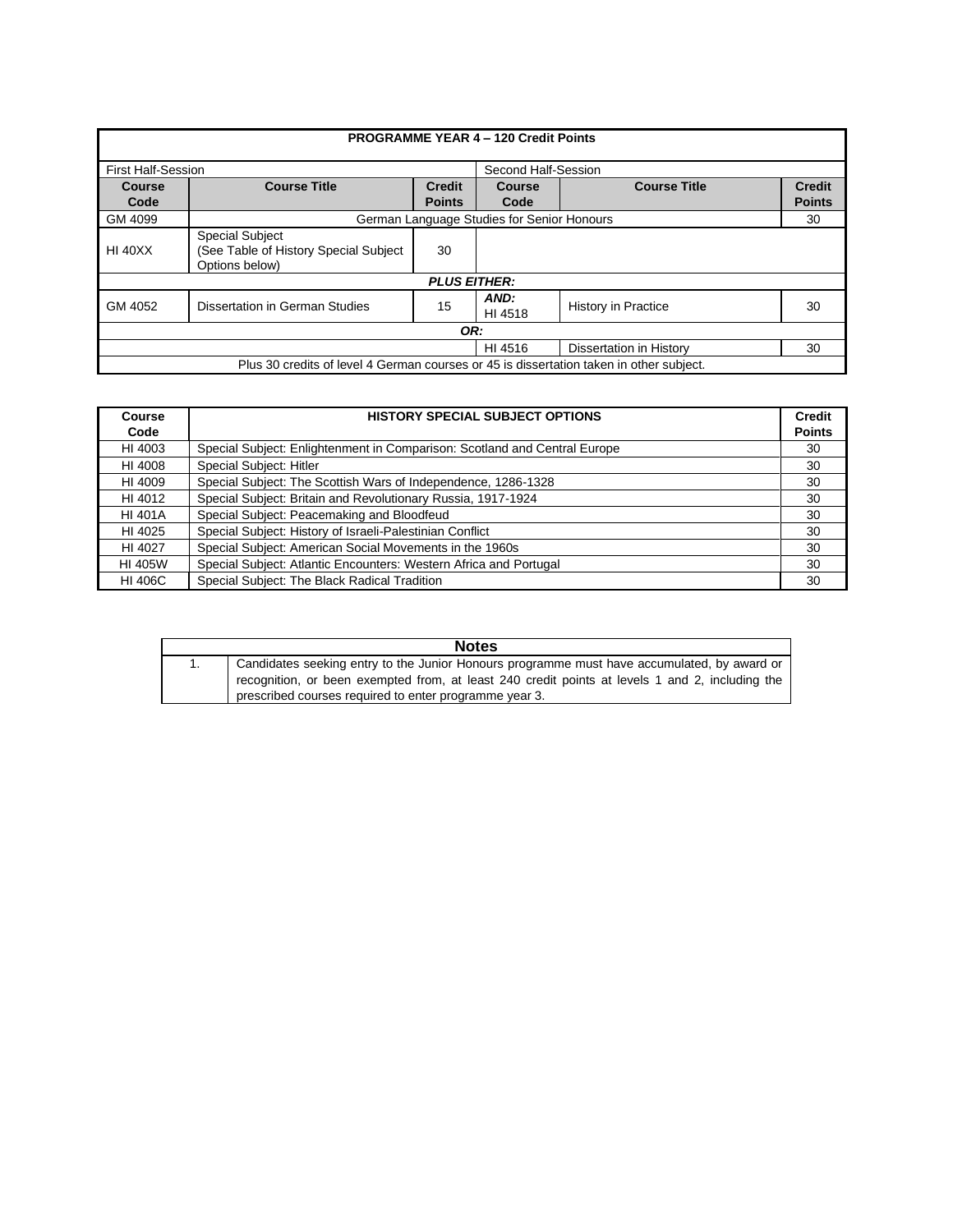| PROGRAMME YEAR 4 – 120 Credit Points | | | | | |
|---|---|---|---|---|---|
| First Half-Session | | | Second Half-Session | | |
| **Course Code** | **Course Title** | **Credit Points** | **Course Code** | **Course Title** | **Credit Points** |
| GM 4099 | German Language Studies for Senior Honours | | | | 30 |
| HI 40XX | Special Subject (See Table of History Special Subject Options below) | 30 | | | |
| ***PLUS EITHER:*** | | | | | |
| GM 4052 | Dissertation in German Studies | 15 | ***AND:*** HI 4518 | History in Practice | 30 |
| ***OR:*** | | | | | |
| | | | HI 4516 | Dissertation in History | 30 |
| Plus 30 credits of level 4 German courses or 45 is dissertation taken in other subject. | | | | | |

| Course Code | HISTORY SPECIAL SUBJECT OPTIONS | Credit Points |
|---|---|---|
| HI 4003 | Special Subject: Enlightenment in Comparison: Scotland and Central Europe | 30 |
| HI 4008 | Special Subject: Hitler | 30 |
| HI 4009 | Special Subject: The Scottish Wars of Independence, 1286-1328 | 30 |
| HI 4012 | Special Subject: Britain and Revolutionary Russia, 1917-1924 | 30 |
| HI 401A | Special Subject: Peacemaking and Bloodfeud | 30 |
| HI 4025 | Special Subject: History of Israeli-Palestinian Conflict | 30 |
| HI 4027 | Special Subject: American Social Movements in the 1960s | 30 |
| HI 405W | Special Subject: Atlantic Encounters: Western Africa and Portugal | 30 |
| HI 406C | Special Subject: The Black Radical Tradition | 30 |

| Notes | |
|---|---|
| 1. | Candidates seeking entry to the Junior Honours programme must have accumulated, by award or recognition, or been exempted from, at least 240 credit points at levels 1 and 2, including the prescribed courses required to enter programme year 3. |